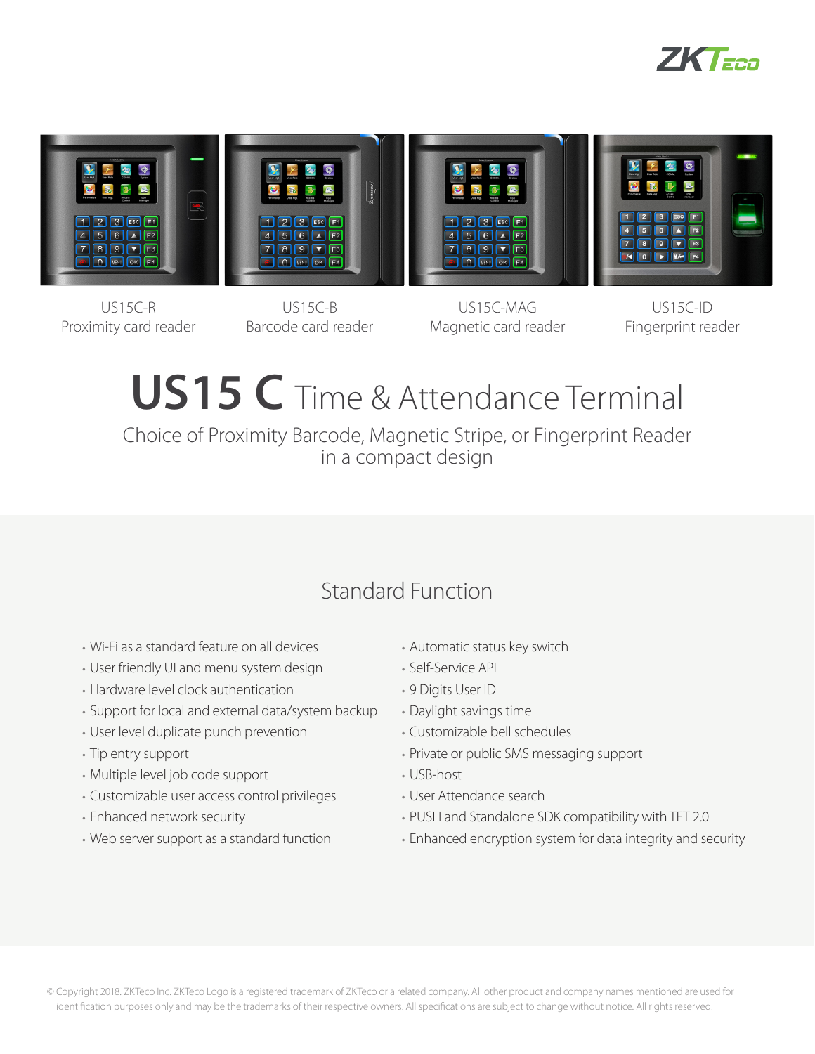ZKTeco

US15C-R
Proximity card reader

US15C-B
Barcode card reader

US15C-MAG
Magnetic card reader

US15C-ID
Fingerprint reader

# **US15 C** Time & Attendance Terminal

Choice of Proximity Barcode, Magnetic Stripe, or Fingerprint Reader in a compact design

## Standard Function

- Wi-Fi as a standard feature on all devices
- User friendly UI and menu system design
- Hardware level clock authentication
- Support for local and external data/system backup
- User level duplicate punch prevention
- Tip entry support
- Multiple level job code support
- Customizable user access control privileges
- Enhanced network security
- Web server support as a standard function
- Automatic status key switch
- Self-Service API
- 9 Digits User ID
- Daylight savings time
- Customizable bell schedules
- Private or public SMS messaging support
- USB-host
- User Attendance search
- PUSH and Standalone SDK compatibility with TFT 2.0
- Enhanced encryption system for data integrity and security

© Copyright 2018. ZKTeco Inc. ZKTeco Logo is a registered trademark of ZKTeco or a related company. All other product and company names mentioned are used for identification purposes only and may be the trademarks of their respective owners. All specifications are subject to change without notice. All rights reserved.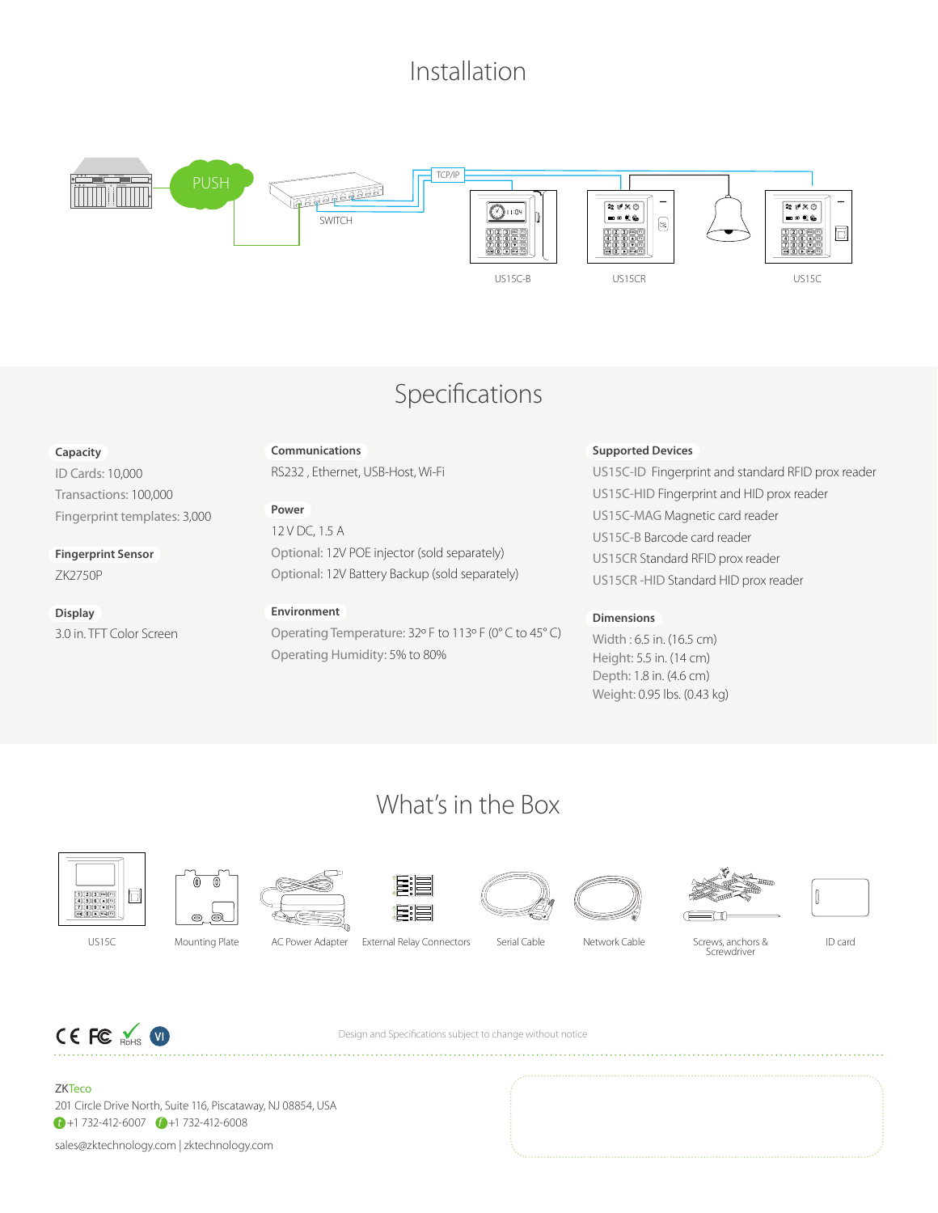# Installation

PUSH

SWITCH

TCP/IP

US15C-B

US15CR

US15C

# Specifications

**Capacity**

ID Cards: 10,000

Transactions: 100,000

Fingerprint templates: 3,000

**Fingerprint Sensor**

ZK2750P

**Display**

3.0 in. TFT Color Screen

**Communications**

RS232 , Ethernet, USB-Host, Wi-Fi

**Power**

12 V DC, 1.5 A

Optional: 12V POE injector (sold separately)

Optional: 12V Battery Backup (sold separately)

**Environment**

Operating Temperature: 32º F to 113º F (0º C to 45º C)

Operating Humidity: 5% to 80%

**Supported Devices**

US15C-ID Fingerprint and standard RFID prox reader

US15C-HID Fingerprint and HID prox reader

US15C-MAG Magnetic card reader

US15C-B Barcode card reader

US15CR Standard RFID prox reader

US15CR -HID Standard HID prox reader

**Dimensions**

Width : 6.5 in. (16.5 cm)

Height: 5.5 in. (14 cm)

Depth: 1.8 in. (4.6 cm)

Weight: 0.95 lbs. (0.43 kg)

# What's in the Box

US15C

Mounting Plate

AC Power Adapter

External Relay Connectors

Serial Cable

Network Cable

Screws, anchors & Screwdriver

ID card

Design and Specifications subject to change without notice

ZKTeco

201 Circle Drive North, Suite 116, Piscataway, NJ 08854, USA

+1 732-412-6007 +1 732-412-6008

sales@zktechnology.com | zktechnology.com